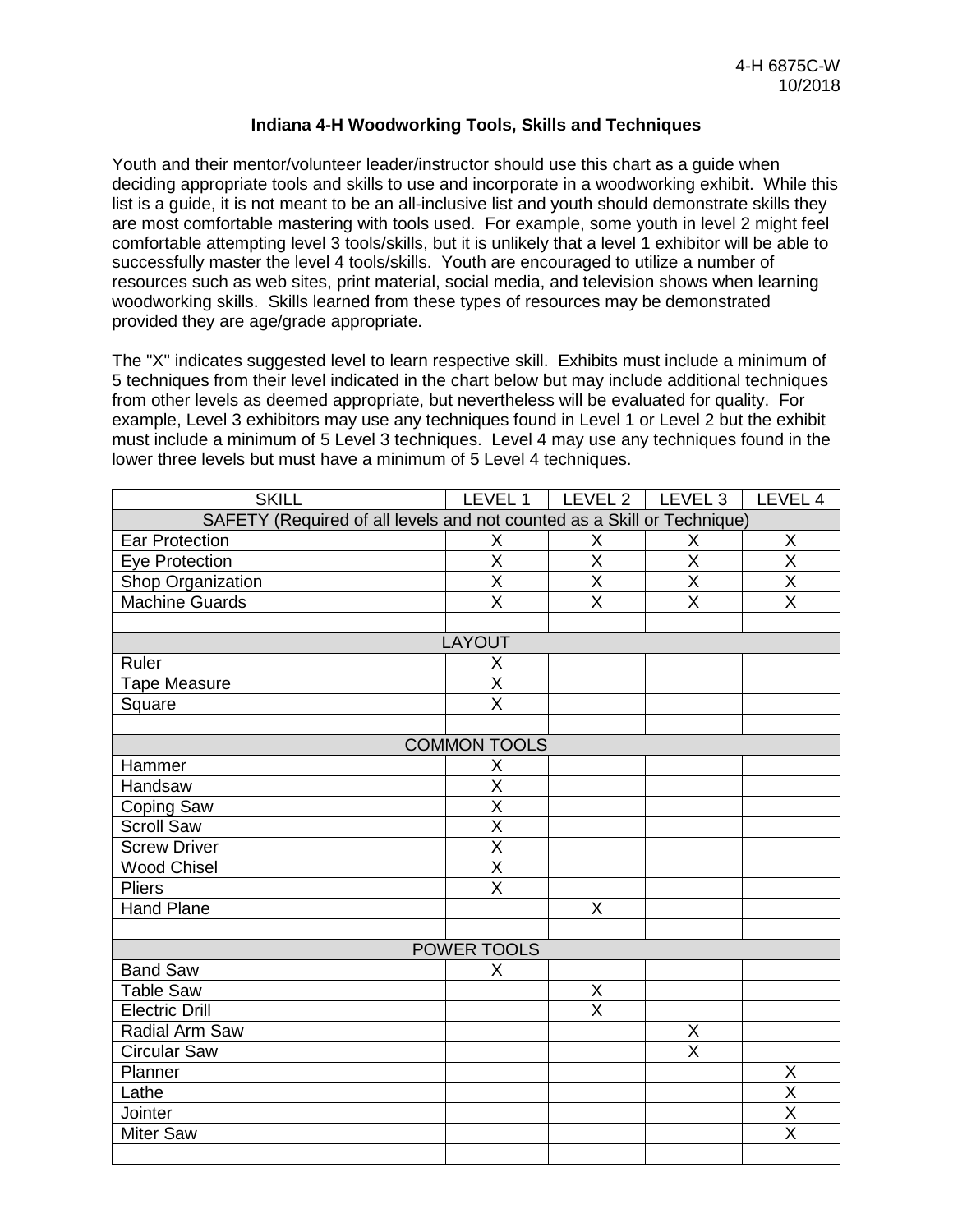4-H 6875C-W
10/2018

## Indiana 4-H Woodworking Tools, Skills and Techniques

Youth and their mentor/volunteer leader/instructor should use this chart as a guide when deciding appropriate tools and skills to use and incorporate in a woodworking exhibit. While this list is a guide, it is not meant to be an all-inclusive list and youth should demonstrate skills they are most comfortable mastering with tools used. For example, some youth in level 2 might feel comfortable attempting level 3 tools/skills, but it is unlikely that a level 1 exhibitor will be able to successfully master the level 4 tools/skills. Youth are encouraged to utilize a number of resources such as web sites, print material, social media, and television shows when learning woodworking skills. Skills learned from these types of resources may be demonstrated provided they are age/grade appropriate.

The "X" indicates suggested level to learn respective skill. Exhibits must include a minimum of 5 techniques from their level indicated in the chart below but may include additional techniques from other levels as deemed appropriate, but nevertheless will be evaluated for quality. For example, Level 3 exhibitors may use any techniques found in Level 1 or Level 2 but the exhibit must include a minimum of 5 Level 3 techniques. Level 4 may use any techniques found in the lower three levels but must have a minimum of 5 Level 4 techniques.

| SKILL | LEVEL 1 | LEVEL 2 | LEVEL 3 | LEVEL 4 |
|---|---|---|---|---|
| SAFETY (Required of all levels and not counted as a Skill or Technique) | | | | |
| Ear Protection | X | X | X | X |
| Eye Protection | X | X | X | X |
| Shop Organization | X | X | X | X |
| Machine Guards | X | X | X | X |
| | | | | |
| LAYOUT | | | | |
| Ruler | X | | | |
| Tape Measure | X | | | |
| Square | X | | | |
| | | | | |
| COMMON TOOLS | | | | |
| Hammer | X | | | |
| Handsaw | X | | | |
| Coping Saw | X | | | |
| Scroll Saw | X | | | |
| Screw Driver | X | | | |
| Wood Chisel | X | | | |
| Pliers | X | | | |
| Hand Plane | | X | | |
| | | | | |
| POWER TOOLS | | | | |
| Band Saw | X | | | |
| Table Saw | | X | | |
| Electric Drill | | X | | |
| Radial Arm Saw | | | X | |
| Circular Saw | | | X | |
| Planner | | | | X |
| Lathe | | | | X |
| Jointer | | | | X |
| Miter Saw | | | | X |
| | | | | |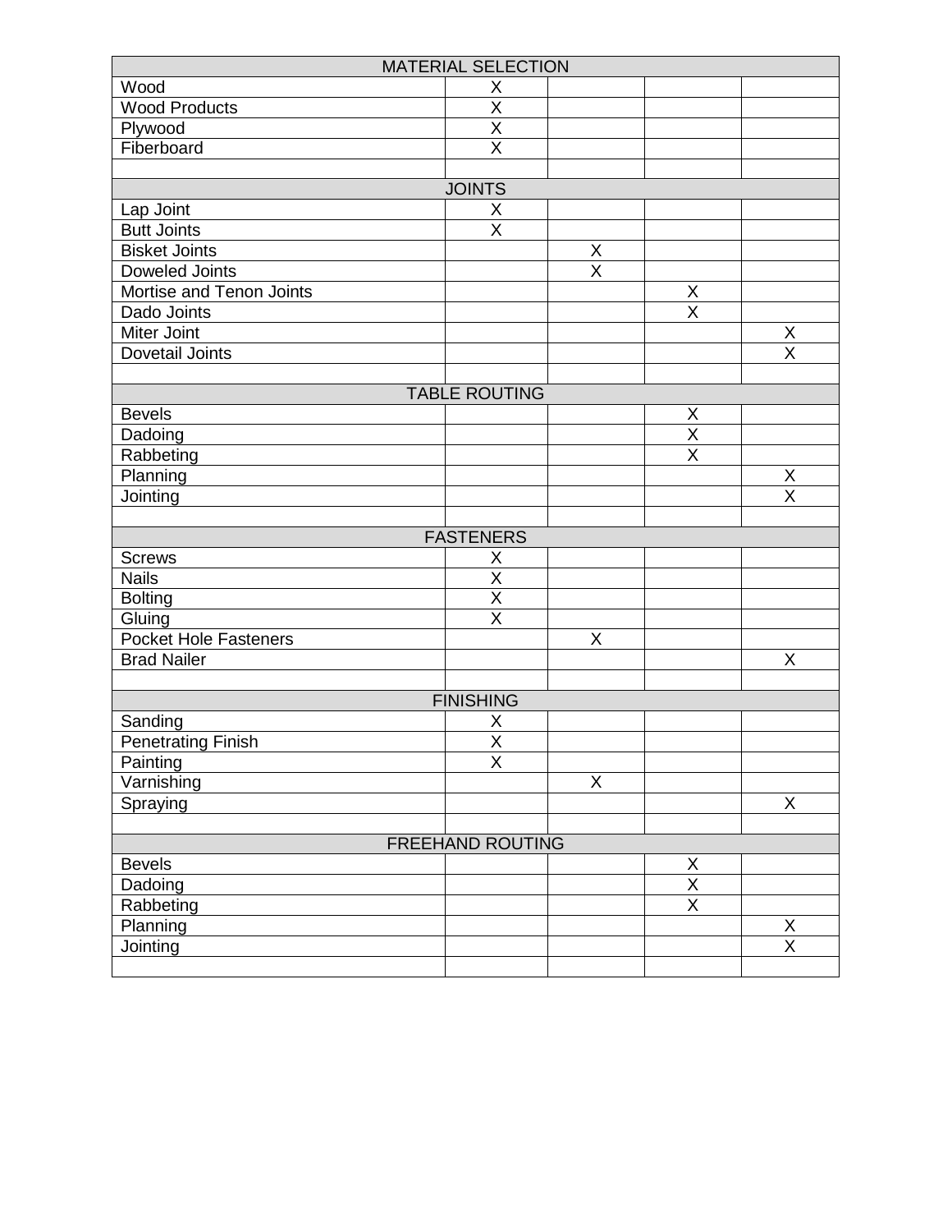| | | | | |
|---|---|---|---|---|
| **MATERIAL SELECTION** | | | | |
| Wood | X | | | |
| Wood Products | X | | | |
| Plywood | X | | | |
| Fiberboard | X | | | |
| | | | | |
| **JOINTS** | | | | |
| Lap Joint | X | | | |
| Butt Joints | X | | | |
| Bisket Joints | | X | | |
| Doweled Joints | | X | | |
| Mortise and Tenon Joints | | | X | |
| Dado Joints | | | X | |
| Miter Joint | | | | X |
| Dovetail Joints | | | | X |
| | | | | |
| **TABLE ROUTING** | | | | |
| Bevels | | | X | |
| Dadoing | | | X | |
| Rabbeting | | | X | |
| Planning | | | | X |
| Jointing | | | | X |
| | | | | |
| **FASTENERS** | | | | |
| Screws | X | | | |
| Nails | X | | | |
| Bolting | X | | | |
| Gluing | X | | | |
| Pocket Hole Fasteners | | X | | |
| Brad Nailer | | | | X |
| | | | | |
| **FINISHING** | | | | |
| Sanding | X | | | |
| Penetrating Finish | X | | | |
| Painting | X | | | |
| Varnishing | | X | | |
| Spraying | | | | X |
| | | | | |
| **FREEHAND ROUTING** | | | | |
| Bevels | | | X | |
| Dadoing | | | X | |
| Rabbeting | | | X | |
| Planning | | | | X |
| Jointing | | | | X |
| | | | | |